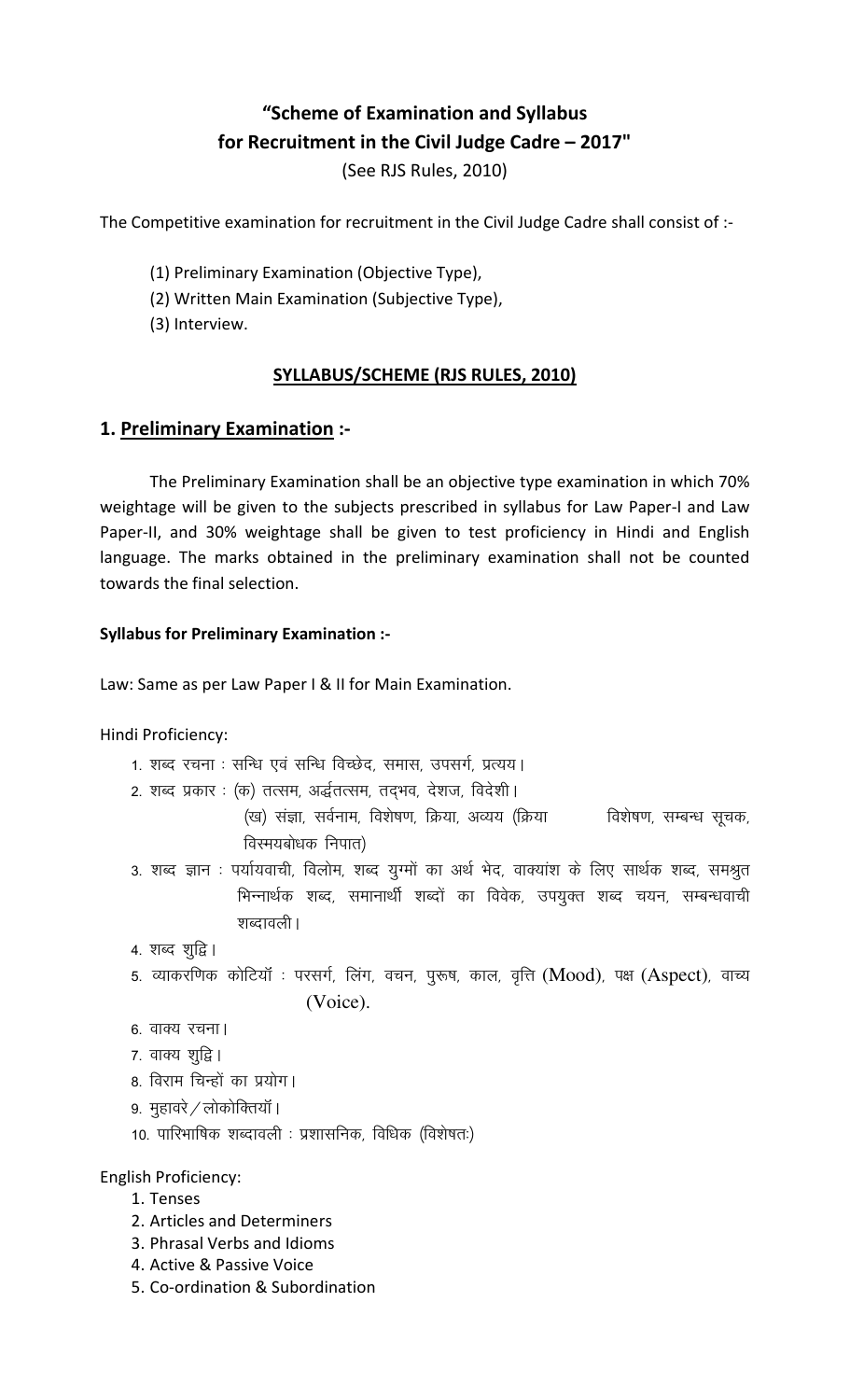# "Scheme of Examination and Syllabus for Recruitment in the Civil Judge Cadre – 2017"

(See RJS Rules, 2010)

The Competitive examination for recruitment in the Civil Judge Cadre shall consist of :-

(1) Preliminary Examination (Objective Type),
(2) Written Main Examination (Subjective Type),
(3) Interview.

## SYLLABUS/SCHEME (RJS RULES, 2010)

## 1. Preliminary Examination :-

The Preliminary Examination shall be an objective type examination in which 70% weightage will be given to the subjects prescribed in syllabus for Law Paper-I and Law Paper-II, and 30% weightage shall be given to test proficiency in Hindi and English language. The marks obtained in the preliminary examination shall not be counted towards the final selection.

**Syllabus for Preliminary Examination :-**

Law: Same as per Law Paper I & II for Main Examination.

Hindi Proficiency:

1. शब्द रचना : सन्धि एवं सन्धि विच्छेद, समास, उपसर्ग, प्रत्यय।
2. शब्द प्रकार : (क) तत्सम, अर्द्धतत्सम, तद्भव, देशज, विदेशी।
   (ख) संज्ञा, सर्वनाम, विशेषण, क्रिया, अव्यय (क्रिया विशेषण, सम्बन्ध सूचक, विस्मयबोधक निपात)
3. शब्द ज्ञान : पर्यायवाची, विलोम, शब्द युग्मों का अर्थ भेद, वाक्यांश के लिए सार्थक शब्द, समश्रुत भिन्नार्थक शब्द, समानार्थी शब्दों का विवेक, उपयुक्त शब्द चयन, सम्बन्धवाची शब्दावली।
4. शब्द शुद्धि।
5. व्याकरणिक कोटियाँ : परसर्ग, लिंग, वचन, पुरूष, काल, वृत्ति (Mood), पक्ष (Aspect), वाच्य (Voice).
6. वाक्य रचना।
7. वाक्य शुद्धि।
8. विराम चिन्हों का प्रयोग।
9. मुहावरे / लोकोक्तियाँ।
10. पारिभाषिक शब्दावली : प्रशासनिक, विधिक (विशेषतः)

English Proficiency:

1. Tenses
2. Articles and Determiners
3. Phrasal Verbs and Idioms
4. Active & Passive Voice
5. Co-ordination & Subordination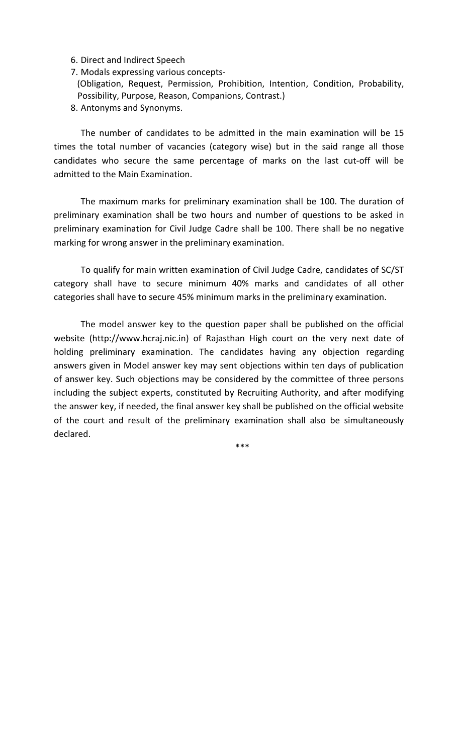6. Direct and Indirect Speech
7. Modals expressing various concepts-
   (Obligation, Request, Permission, Prohibition, Intention, Condition, Probability, Possibility, Purpose, Reason, Companions, Contrast.)
8. Antonyms and Synonyms.

The number of candidates to be admitted in the main examination will be 15 times the total number of vacancies (category wise) but in the said range all those candidates who secure the same percentage of marks on the last cut-off will be admitted to the Main Examination.

The maximum marks for preliminary examination shall be 100. The duration of preliminary examination shall be two hours and number of questions to be asked in preliminary examination for Civil Judge Cadre shall be 100. There shall be no negative marking for wrong answer in the preliminary examination.

To qualify for main written examination of Civil Judge Cadre, candidates of SC/ST category shall have to secure minimum 40% marks and candidates of all other categories shall have to secure 45% minimum marks in the preliminary examination.

The model answer key to the question paper shall be published on the official website (http://www.hcraj.nic.in) of Rajasthan High court on the very next date of holding preliminary examination. The candidates having any objection regarding answers given in Model answer key may sent objections within ten days of publication of answer key. Such objections may be considered by the committee of three persons including the subject experts, constituted by Recruiting Authority, and after modifying the answer key, if needed, the final answer key shall be published on the official website of the court and result of the preliminary examination shall also be simultaneously declared.

***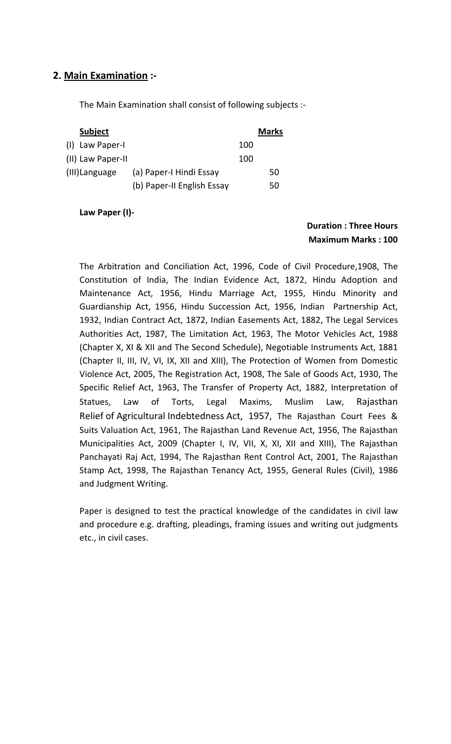## 2. Main Examination :-

The Main Examination shall consist of following subjects :-

| Subject | | Marks |
|---|---|---|
| (I) Law Paper-I | | 100 |
| (II) Law Paper-II | | 100 |
| (III) Language | (a) Paper-I Hindi Essay | 50 |
| | (b) Paper-II English Essay | 50 |

**Law Paper (I)-**

**Duration : Three Hours**
**Maximum Marks : 100**

The Arbitration and Conciliation Act, 1996, Code of Civil Procedure,1908, The Constitution of India, The Indian Evidence Act, 1872, Hindu Adoption and Maintenance Act, 1956, Hindu Marriage Act, 1955, Hindu Minority and Guardianship Act, 1956, Hindu Succession Act, 1956, Indian Partnership Act, 1932, Indian Contract Act, 1872, Indian Easements Act, 1882, The Legal Services Authorities Act, 1987, The Limitation Act, 1963, The Motor Vehicles Act, 1988 (Chapter X, XI & XII and The Second Schedule), Negotiable Instruments Act, 1881 (Chapter II, III, IV, VI, IX, XII and XIII), The Protection of Women from Domestic Violence Act, 2005, The Registration Act, 1908, The Sale of Goods Act, 1930, The Specific Relief Act, 1963, The Transfer of Property Act, 1882, Interpretation of Statues, Law of Torts, Legal Maxims, Muslim Law, Rajasthan Relief of Agricultural Indebtedness Act, 1957, The Rajasthan Court Fees & Suits Valuation Act, 1961, The Rajasthan Land Revenue Act, 1956, The Rajasthan Municipalities Act, 2009 (Chapter I, IV, VII, X, XI, XII and XIII), The Rajasthan Panchayati Raj Act, 1994, The Rajasthan Rent Control Act, 2001, The Rajasthan Stamp Act, 1998, The Rajasthan Tenancy Act, 1955, General Rules (Civil), 1986 and Judgment Writing.

Paper is designed to test the practical knowledge of the candidates in civil law and procedure e.g. drafting, pleadings, framing issues and writing out judgments etc., in civil cases.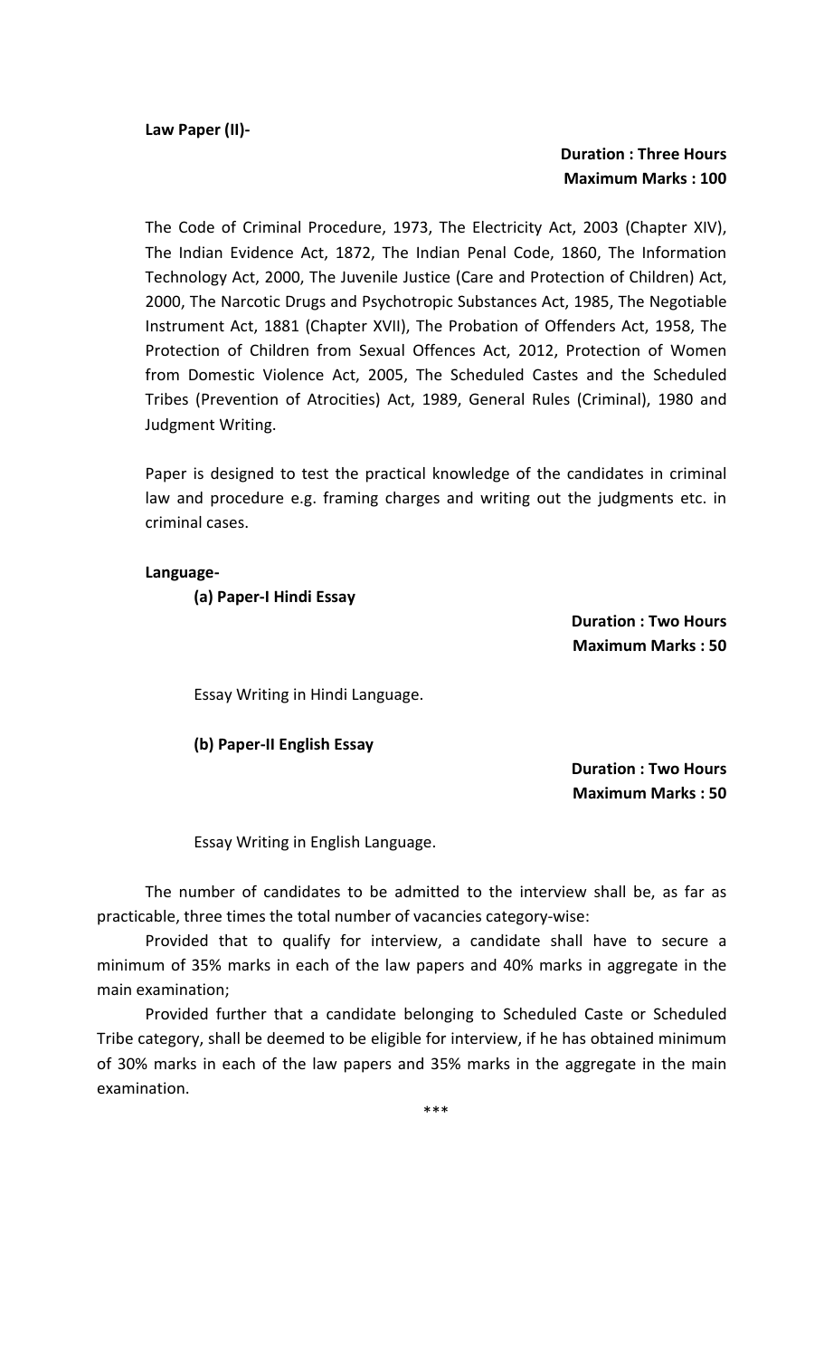**Law Paper (II)-**

**Duration : Three Hours**
**Maximum Marks : 100**

The Code of Criminal Procedure, 1973, The Electricity Act, 2003 (Chapter XIV), The Indian Evidence Act, 1872, The Indian Penal Code, 1860, The Information Technology Act, 2000, The Juvenile Justice (Care and Protection of Children) Act, 2000, The Narcotic Drugs and Psychotropic Substances Act, 1985, The Negotiable Instrument Act, 1881 (Chapter XVII), The Probation of Offenders Act, 1958, The Protection of Children from Sexual Offences Act, 2012, Protection of Women from Domestic Violence Act, 2005, The Scheduled Castes and the Scheduled Tribes (Prevention of Atrocities) Act, 1989, General Rules (Criminal), 1980 and Judgment Writing.

Paper is designed to test the practical knowledge of the candidates in criminal law and procedure e.g. framing charges and writing out the judgments etc. in criminal cases.

**Language-**

**(a) Paper-I Hindi Essay**

**Duration : Two Hours**
**Maximum Marks : 50**

Essay Writing in Hindi Language.

**(b) Paper-II English Essay**

**Duration : Two Hours**
**Maximum Marks : 50**

Essay Writing in English Language.

The number of candidates to be admitted to the interview shall be, as far as practicable, three times the total number of vacancies category-wise:

Provided that to qualify for interview, a candidate shall have to secure a minimum of 35% marks in each of the law papers and 40% marks in aggregate in the main examination;

Provided further that a candidate belonging to Scheduled Caste or Scheduled Tribe category, shall be deemed to be eligible for interview, if he has obtained minimum of 30% marks in each of the law papers and 35% marks in the aggregate in the main examination.

***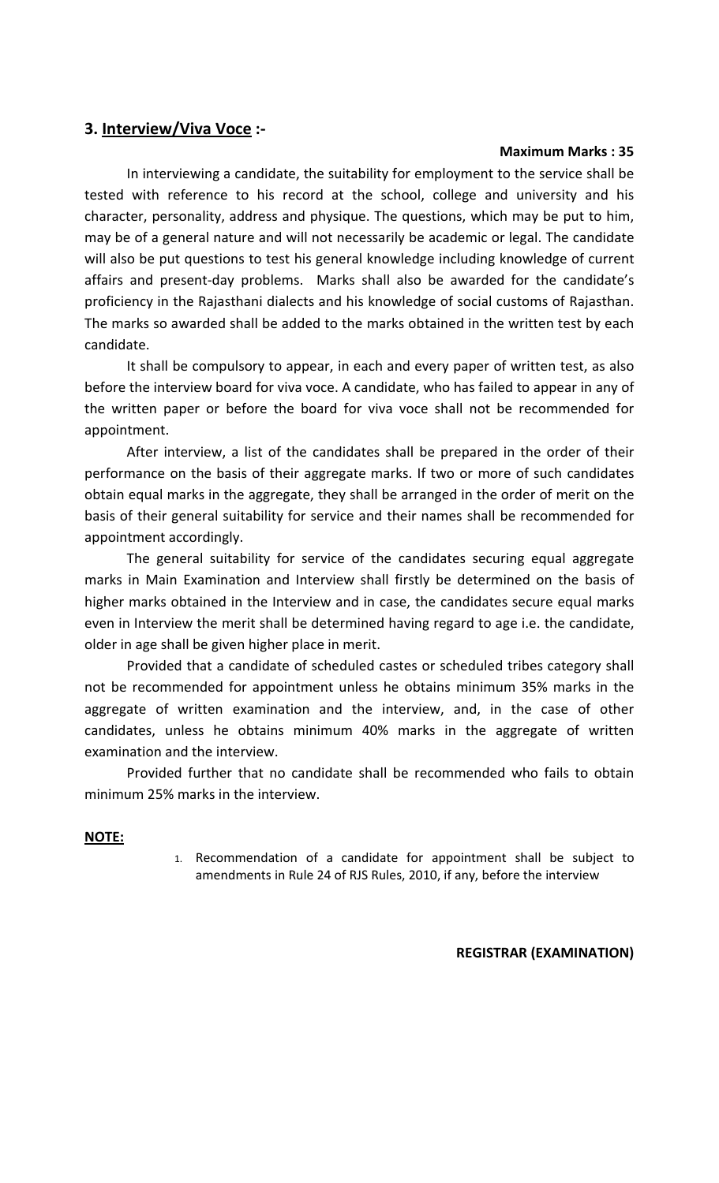### 3. Interview/Viva Voce :-

**Maximum Marks : 35**

In interviewing a candidate, the suitability for employment to the service shall be tested with reference to his record at the school, college and university and his character, personality, address and physique. The questions, which may be put to him, may be of a general nature and will not necessarily be academic or legal. The candidate will also be put questions to test his general knowledge including knowledge of current affairs and present-day problems. Marks shall also be awarded for the candidate's proficiency in the Rajasthani dialects and his knowledge of social customs of Rajasthan. The marks so awarded shall be added to the marks obtained in the written test by each candidate.

It shall be compulsory to appear, in each and every paper of written test, as also before the interview board for viva voce. A candidate, who has failed to appear in any of the written paper or before the board for viva voce shall not be recommended for appointment.

After interview, a list of the candidates shall be prepared in the order of their performance on the basis of their aggregate marks. If two or more of such candidates obtain equal marks in the aggregate, they shall be arranged in the order of merit on the basis of their general suitability for service and their names shall be recommended for appointment accordingly.

The general suitability for service of the candidates securing equal aggregate marks in Main Examination and Interview shall firstly be determined on the basis of higher marks obtained in the Interview and in case, the candidates secure equal marks even in Interview the merit shall be determined having regard to age i.e. the candidate, older in age shall be given higher place in merit.

Provided that a candidate of scheduled castes or scheduled tribes category shall not be recommended for appointment unless he obtains minimum 35% marks in the aggregate of written examination and the interview, and, in the case of other candidates, unless he obtains minimum 40% marks in the aggregate of written examination and the interview.

Provided further that no candidate shall be recommended who fails to obtain minimum 25% marks in the interview.

**NOTE:**

1. Recommendation of a candidate for appointment shall be subject to amendments in Rule 24 of RJS Rules, 2010, if any, before the interview

**REGISTRAR (EXAMINATION)**